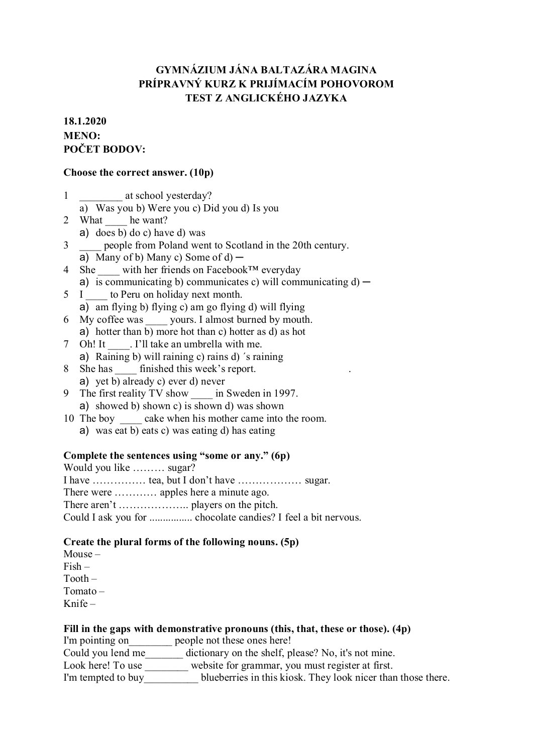**GYMNÁZIUM JÁNA BALTAZÁRA MAGINA**
**PRÍPRAVNÝ KURZ K PRIJÍMACÍM POHOVOROM**
**TEST Z ANGLICKÉHO JAZYKA**

**18.1.2020**
**MENO:**
**POČET BODOV:**

**Choose the correct answer. (10p)**

1 ________ at school yesterday?
a) Was you b) Were you c) Did you d) Is you

2 What ____ he want?
a) does b) do c) have d) was

3 ____ people from Poland went to Scotland in the 20th century.
a) Many of b) Many c) Some of d) –

4 She ____ with her friends on Facebook™ everyday
a) is communicating b) communicates c) will communicating d) –

5 I ____ to Peru on holiday next month.
a) am flying b) flying c) am go flying d) will flying

6 My coffee was ____ yours. I almost burned by mouth.
a) hotter than b) more hot than c) hotter as d) as hot

7 Oh! It ____. I'll take an umbrella with me.
a) Raining b) will raining c) rains d) ´s raining

8 She has ____ finished this week's report.
a) yet b) already c) ever d) never

9 The first reality TV show ____ in Sweden in 1997.
a) showed b) shown c) is shown d) was shown

10 The boy ____ cake when his mother came into the room.
a) was eat b) eats c) was eating d) has eating

**Complete the sentences using "some or any." (6p)**

Would you like ……… sugar?
I have …………… tea, but I don't have ……………… sugar.
There were ………… apples here a minute ago.
There aren't ……………….. players on the pitch.
Could I ask you for ................ chocolate candies? I feel a bit nervous.

**Create the plural forms of the following nouns. (5p)**

Mouse –
Fish –
Tooth –
Tomato –
Knife –

**Fill in the gaps with demonstrative pronouns (this, that, these or those). (4p)**

I'm pointing on________ people not these ones here!
Could you lend me_______ dictionary on the shelf, please? No, it's not mine.
Look here! To use ________ website for grammar, you must register at first.
I'm tempted to buy__________ blueberries in this kiosk. They look nicer than those there.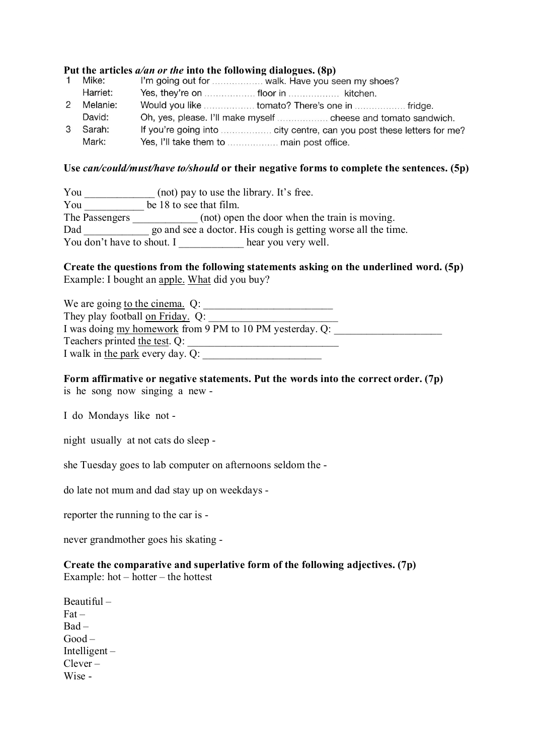**Put the articles *a/an or the* into the following dialogues. (8p)**

1 Mike: I'm going out for ……………… walk. Have you seen my shoes?
  Harriet: Yes, they're on ……………… floor in ……………… kitchen.

2 Melanie: Would you like ……………… tomato? There's one in ……………… fridge.
  David: Oh, yes, please. I'll make myself ……………… cheese and tomato sandwich.

3 Sarah: If you're going into ……………… city centre, can you post these letters for me?
  Mark: Yes, I'll take them to ……………… main post office.

**Use *can/could/must/have to/should* or their negative forms to complete the sentences. (5p)**

You _____________ (not) pay to use the library. It's free.
You ___________ be 18 to see that film.
The Passengers ____________ (not) open the door when the train is moving.
Dad ____________ go and see a doctor. His cough is getting worse all the time.
You don't have to shout. I ____________ hear you very well.

**Create the questions from the following statements asking on the underlined word. (5p)**
Example: I bought an <u>apple.</u> <u>What</u> did you buy?

We are going <u>to the cinema.</u> Q: ________________________
They play football <u>on Friday.</u> Q: ________________________
I was doing <u>my homework</u> from 9 PM to 10 PM yesterday. Q: ____________________
Teachers printed <u>the test</u>. Q: ____________________________
I walk in <u>the park</u> every day. Q: ______________________

**Form affirmative or negative statements. Put the words into the correct order. (7p)**

is he song now singing a new -

I do Mondays like not -

night usually at not cats do sleep -

she Tuesday goes to lab computer on afternoons seldom the -

do late not mum and dad stay up on weekdays -

reporter the running to the car is -

never grandmother goes his skating -

**Create the comparative and superlative form of the following adjectives. (7p)**
Example: hot – hotter – the hottest

Beautiful –
Fat –
Bad –
Good –
Intelligent –
Clever –
Wise -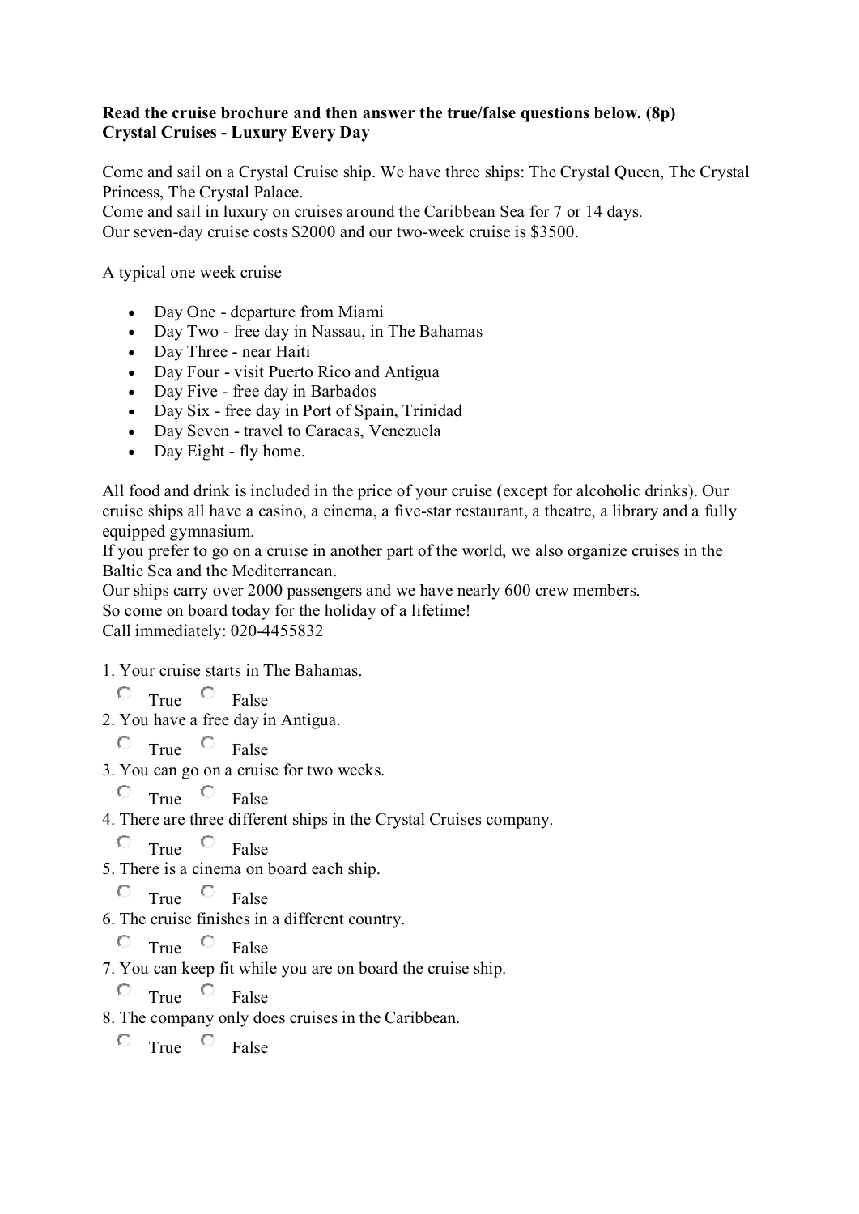**Read the cruise brochure and then answer the true/false questions below. (8p)**
**Crystal Cruises - Luxury Every Day**

Come and sail on a Crystal Cruise ship. We have three ships: The Crystal Queen, The Crystal Princess, The Crystal Palace.
Come and sail in luxury on cruises around the Caribbean Sea for 7 or 14 days.
Our seven-day cruise costs $2000 and our two-week cruise is $3500.

A typical one week cruise

- Day One - departure from Miami
- Day Two - free day in Nassau, in The Bahamas
- Day Three - near Haiti
- Day Four - visit Puerto Rico and Antigua
- Day Five - free day in Barbados
- Day Six - free day in Port of Spain, Trinidad
- Day Seven - travel to Caracas, Venezuela
- Day Eight - fly home.

All food and drink is included in the price of your cruise (except for alcoholic drinks). Our cruise ships all have a casino, a cinema, a five-star restaurant, a theatre, a library and a fully equipped gymnasium.
If you prefer to go on a cruise in another part of the world, we also organize cruises in the Baltic Sea and the Mediterranean.
Our ships carry over 2000 passengers and we have nearly 600 crew members.
So come on board today for the holiday of a lifetime!
Call immediately: 020-4455832

1. Your cruise starts in The Bahamas.

○ True ○ False

2. You have a free day in Antigua.

○ True ○ False

3. You can go on a cruise for two weeks.

○ True ○ False

4. There are three different ships in the Crystal Cruises company.

○ True ○ False

5. There is a cinema on board each ship.

○ True ○ False

6. The cruise finishes in a different country.

○ True ○ False

7. You can keep fit while you are on board the cruise ship.

○ True ○ False

8. The company only does cruises in the Caribbean.

○ True ○ False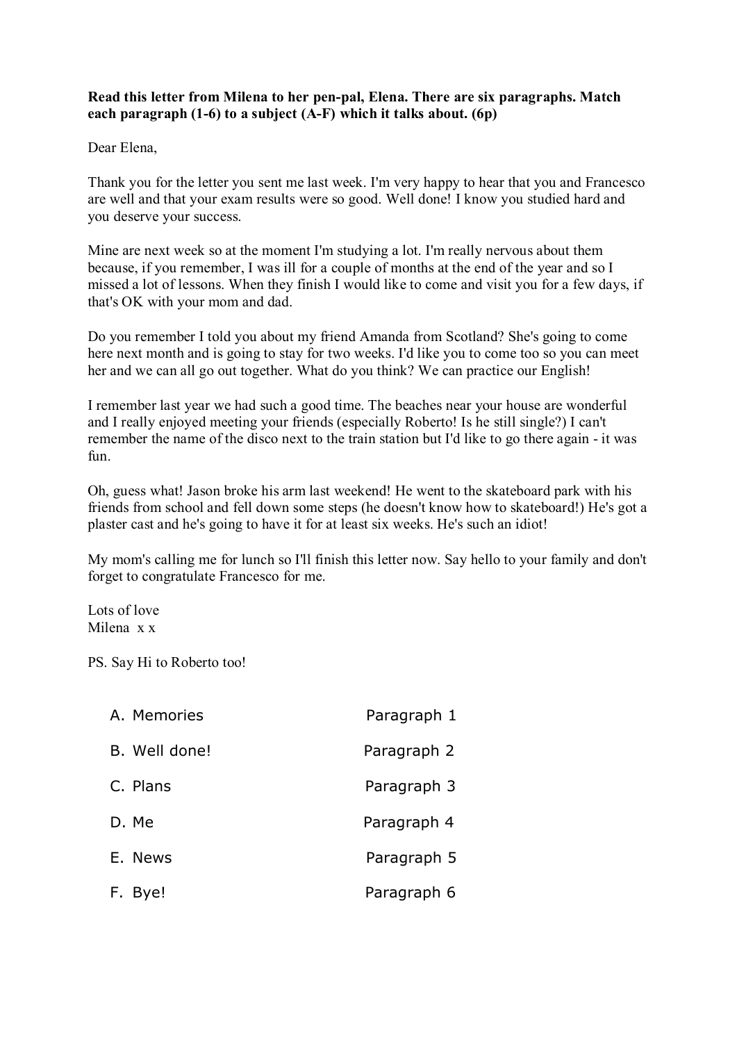**Read this letter from Milena to her pen-pal, Elena. There are six paragraphs. Match each paragraph (1-6) to a subject (A-F) which it talks about. (6p)**

Dear Elena,

Thank you for the letter you sent me last week. I'm very happy to hear that you and Francesco are well and that your exam results were so good. Well done! I know you studied hard and you deserve your success.

Mine are next week so at the moment I'm studying a lot. I'm really nervous about them because, if you remember, I was ill for a couple of months at the end of the year and so I missed a lot of lessons. When they finish I would like to come and visit you for a few days, if that's OK with your mom and dad.

Do you remember I told you about my friend Amanda from Scotland? She's going to come here next month and is going to stay for two weeks. I'd like you to come too so you can meet her and we can all go out together. What do you think? We can practice our English!

I remember last year we had such a good time. The beaches near your house are wonderful and I really enjoyed meeting your friends (especially Roberto! Is he still single?) I can't remember the name of the disco next to the train station but I'd like to go there again - it was fun.

Oh, guess what! Jason broke his arm last weekend! He went to the skateboard park with his friends from school and fell down some steps (he doesn't know how to skateboard!) He's got a plaster cast and he's going to have it for at least six weeks. He's such an idiot!

My mom's calling me for lunch so I'll finish this letter now. Say hello to your family and don't forget to congratulate Francesco for me.

Lots of love  
Milena x x

PS. Say Hi to Roberto too!

| | |
|---|---|
| A. Memories | Paragraph 1 |
| B. Well done! | Paragraph 2 |
| C. Plans | Paragraph 3 |
| D. Me | Paragraph 4 |
| E. News | Paragraph 5 |
| F. Bye! | Paragraph 6 |